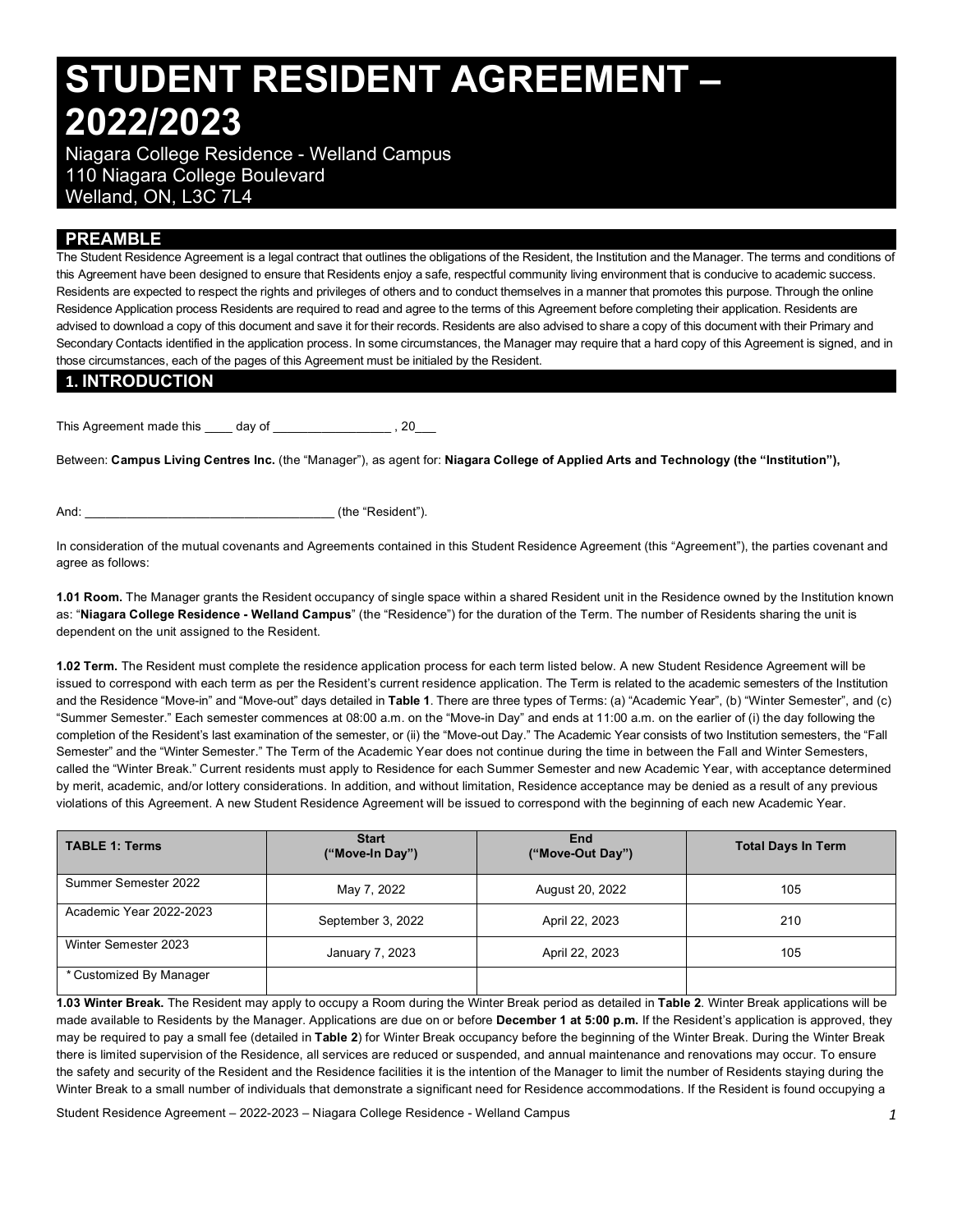# STUDENT RESIDENT AGREEMENT – 2022/2023

Niagara College Residence - Welland Campus
110 Niagara College Boulevard
Welland, ON, L3C 7L4

## PREAMBLE

The Student Residence Agreement is a legal contract that outlines the obligations of the Resident, the Institution and the Manager. The terms and conditions of this Agreement have been designed to ensure that Residents enjoy a safe, respectful community living environment that is conducive to academic success. Residents are expected to respect the rights and privileges of others and to conduct themselves in a manner that promotes this purpose. Through the online Residence Application process Residents are required to read and agree to the terms of this Agreement before completing their application. Residents are advised to download a copy of this document and save it for their records. Residents are also advised to share a copy of this document with their Primary and Secondary Contacts identified in the application process. In some circumstances, the Manager may require that a hard copy of this Agreement is signed, and in those circumstances, each of the pages of this Agreement must be initialed by the Resident.

## 1. INTRODUCTION

This Agreement made this ____ day of _________________ , 20___

Between: **Campus Living Centres Inc.** (the "Manager"), as agent for: **Niagara College of Applied Arts and Technology (the "Institution"),**

And: ____________________________________ (the "Resident").

In consideration of the mutual covenants and Agreements contained in this Student Residence Agreement (this "Agreement"), the parties covenant and agree as follows:

**1.01 Room.** The Manager grants the Resident occupancy of single space within a shared Resident unit in the Residence owned by the Institution known as: "**Niagara College Residence - Welland Campus**" (the "Residence") for the duration of the Term. The number of Residents sharing the unit is dependent on the unit assigned to the Resident.

**1.02 Term.** The Resident must complete the residence application process for each term listed below. A new Student Residence Agreement will be issued to correspond with each term as per the Resident's current residence application. The Term is related to the academic semesters of the Institution and the Residence "Move-in" and "Move-out" days detailed in **Table 1**. There are three types of Terms: (a) "Academic Year", (b) "Winter Semester", and (c) "Summer Semester." Each semester commences at 08:00 a.m. on the "Move-in Day" and ends at 11:00 a.m. on the earlier of (i) the day following the completion of the Resident's last examination of the semester, or (ii) the "Move-out Day." The Academic Year consists of two Institution semesters, the "Fall Semester" and the "Winter Semester." The Term of the Academic Year does not continue during the time in between the Fall and Winter Semesters, called the "Winter Break." Current residents must apply to Residence for each Summer Semester and new Academic Year, with acceptance determined by merit, academic, and/or lottery considerations. In addition, and without limitation, Residence acceptance may be denied as a result of any previous violations of this Agreement. A new Student Residence Agreement will be issued to correspond with the beginning of each new Academic Year.

| TABLE 1: Terms | Start ("Move-In Day") | End ("Move-Out Day") | Total Days In Term |
|---|---|---|---|
| Summer Semester 2022 | May 7, 2022 | August 20, 2022 | 105 |
| Academic Year 2022-2023 | September 3, 2022 | April 22, 2023 | 210 |
| Winter Semester 2023 | January 7, 2023 | April 22, 2023 | 105 |
| * Customized By Manager | | | |

**1.03 Winter Break.** The Resident may apply to occupy a Room during the Winter Break period as detailed in **Table 2**. Winter Break applications will be made available to Residents by the Manager. Applications are due on or before **December 1 at 5:00 p.m.** If the Resident's application is approved, they may be required to pay a small fee (detailed in **Table 2**) for Winter Break occupancy before the beginning of the Winter Break. During the Winter Break there is limited supervision of the Residence, all services are reduced or suspended, and annual maintenance and renovations may occur. To ensure the safety and security of the Resident and the Residence facilities it is the intention of the Manager to limit the number of Residents staying during the Winter Break to a small number of individuals that demonstrate a significant need for Residence accommodations. If the Resident is found occupying a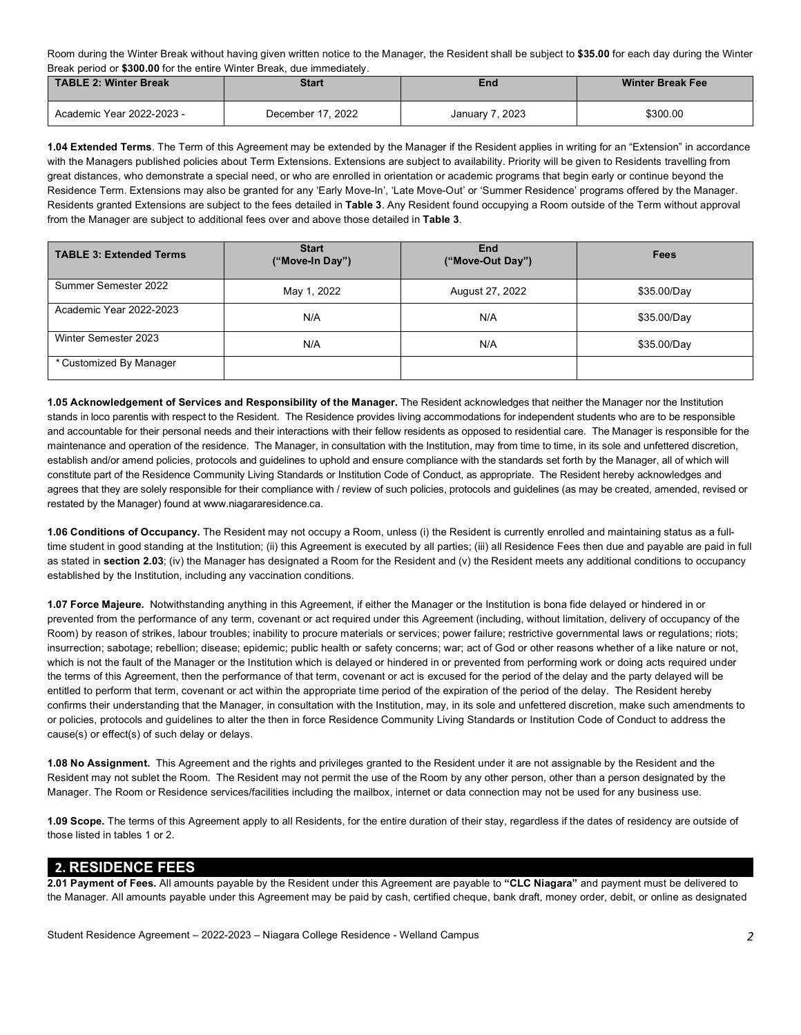Room during the Winter Break without having given written notice to the Manager, the Resident shall be subject to **$35.00** for each day during the Winter Break period or **$300.00** for the entire Winter Break, due immediately.

| TABLE 2: Winter Break | Start | End | Winter Break Fee |
|---|---|---|---|
| Academic Year 2022-2023 - | December 17, 2022 | January 7, 2023 | $300.00 |

**1.04 Extended Terms**. The Term of this Agreement may be extended by the Manager if the Resident applies in writing for an "Extension" in accordance with the Managers published policies about Term Extensions. Extensions are subject to availability. Priority will be given to Residents travelling from great distances, who demonstrate a special need, or who are enrolled in orientation or academic programs that begin early or continue beyond the Residence Term. Extensions may also be granted for any 'Early Move-In', 'Late Move-Out' or 'Summer Residence' programs offered by the Manager. Residents granted Extensions are subject to the fees detailed in **Table 3**. Any Resident found occupying a Room outside of the Term without approval from the Manager are subject to additional fees over and above those detailed in **Table 3**.

| TABLE 3: Extended Terms | Start ("Move-In Day") | End ("Move-Out Day") | Fees |
|---|---|---|---|
| Summer Semester 2022 | May 1, 2022 | August 27, 2022 | $35.00/Day |
| Academic Year 2022-2023 | N/A | N/A | $35.00/Day |
| Winter Semester 2023 | N/A | N/A | $35.00/Day |
| * Customized By Manager | | | |

**1.05 Acknowledgement of Services and Responsibility of the Manager.** The Resident acknowledges that neither the Manager nor the Institution stands in loco parentis with respect to the Resident. The Residence provides living accommodations for independent students who are to be responsible and accountable for their personal needs and their interactions with their fellow residents as opposed to residential care. The Manager is responsible for the maintenance and operation of the residence. The Manager, in consultation with the Institution, may from time to time, in its sole and unfettered discretion, establish and/or amend policies, protocols and guidelines to uphold and ensure compliance with the standards set forth by the Manager, all of which will constitute part of the Residence Community Living Standards or Institution Code of Conduct, as appropriate. The Resident hereby acknowledges and agrees that they are solely responsible for their compliance with / review of such policies, protocols and guidelines (as may be created, amended, revised or restated by the Manager) found at www.niagararesidence.ca.

**1.06 Conditions of Occupancy.** The Resident may not occupy a Room, unless (i) the Resident is currently enrolled and maintaining status as a full-time student in good standing at the Institution; (ii) this Agreement is executed by all parties; (iii) all Residence Fees then due and payable are paid in full as stated in **section 2.03**; (iv) the Manager has designated a Room for the Resident and (v) the Resident meets any additional conditions to occupancy established by the Institution, including any vaccination conditions.

**1.07 Force Majeure.** Notwithstanding anything in this Agreement, if either the Manager or the Institution is bona fide delayed or hindered in or prevented from the performance of any term, covenant or act required under this Agreement (including, without limitation, delivery of occupancy of the Room) by reason of strikes, labour troubles; inability to procure materials or services; power failure; restrictive governmental laws or regulations; riots; insurrection; sabotage; rebellion; disease; epidemic; public health or safety concerns; war; act of God or other reasons whether of a like nature or not, which is not the fault of the Manager or the Institution which is delayed or hindered in or prevented from performing work or doing acts required under the terms of this Agreement, then the performance of that term, covenant or act is excused for the period of the delay and the party delayed will be entitled to perform that term, covenant or act within the appropriate time period of the expiration of the period of the delay. The Resident hereby confirms their understanding that the Manager, in consultation with the Institution, may, in its sole and unfettered discretion, make such amendments to or policies, protocols and guidelines to alter the then in force Residence Community Living Standards or Institution Code of Conduct to address the cause(s) or effect(s) of such delay or delays.

**1.08 No Assignment.** This Agreement and the rights and privileges granted to the Resident under it are not assignable by the Resident and the Resident may not sublet the Room. The Resident may not permit the use of the Room by any other person, other than a person designated by the Manager. The Room or Residence services/facilities including the mailbox, internet or data connection may not be used for any business use.

**1.09 Scope.** The terms of this Agreement apply to all Residents, for the entire duration of their stay, regardless if the dates of residency are outside of those listed in tables 1 or 2.

## 2. RESIDENCE FEES

**2.01 Payment of Fees.** All amounts payable by the Resident under this Agreement are payable to **"CLC Niagara"** and payment must be delivered to the Manager. All amounts payable under this Agreement may be paid by cash, certified cheque, bank draft, money order, debit, or online as designated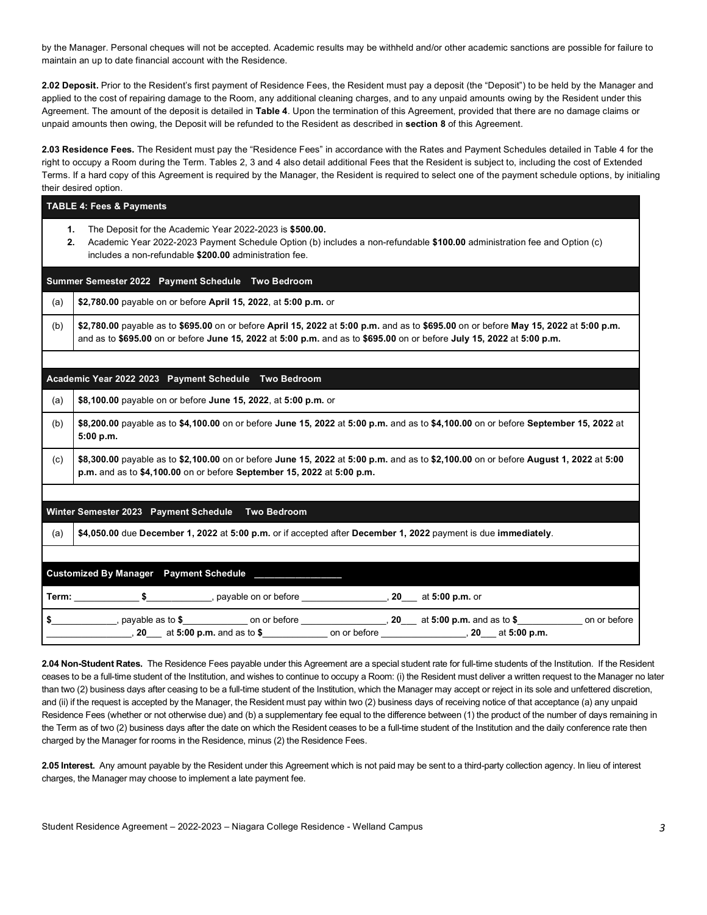by the Manager. Personal cheques will not be accepted. Academic results may be withheld and/or other academic sanctions are possible for failure to maintain an up to date financial account with the Residence.

**2.02 Deposit.** Prior to the Resident's first payment of Residence Fees, the Resident must pay a deposit (the "Deposit") to be held by the Manager and applied to the cost of repairing damage to the Room, any additional cleaning charges, and to any unpaid amounts owing by the Resident under this Agreement. The amount of the deposit is detailed in **Table 4**. Upon the termination of this Agreement, provided that there are no damage claims or unpaid amounts then owing, the Deposit will be refunded to the Resident as described in **section 8** of this Agreement.

**2.03 Residence Fees.** The Resident must pay the "Residence Fees" in accordance with the Rates and Payment Schedules detailed in Table 4 for the right to occupy a Room during the Term. Tables 2, 3 and 4 also detail additional Fees that the Resident is subject to, including the cost of Extended Terms. If a hard copy of this Agreement is required by the Manager, the Resident is required to select one of the payment schedule options, by initialing their desired option.

| **TABLE 4: Fees & Payments** | |
|---|---|
| 1. The Deposit for the Academic Year 2022-2023 is **$500.00.**<br>2. Academic Year 2022-2023 Payment Schedule Option (b) includes a non-refundable **$100.00** administration fee and Option (c) includes a non-refundable **$200.00** administration fee. | |
| **Summer Semester 2022 Payment Schedule Two Bedroom** | |
| (a) | **$2,780.00** payable on or before **April 15, 2022**, at **5:00 p.m.** or |
| (b) | **$2,780.00** payable as to **$695.00** on or before **April 15, 2022** at **5:00 p.m.** and as to **$695.00** on or before **May 15, 2022** at **5:00 p.m.** and as to **$695.00** on or before **June 15, 2022** at **5:00 p.m.** and as to **$695.00** on or before **July 15, 2022** at **5:00 p.m.** |
| **Academic Year 2022 2023 Payment Schedule Two Bedroom** | |
| (a) | **$8,100.00** payable on or before **June 15, 2022**, at **5:00 p.m.** or |
| (b) | **$8,200.00** payable as to **$4,100.00** on or before **June 15, 2022** at **5:00 p.m.** and as to **$4,100.00** on or before **September 15, 2022** at **5:00 p.m.** |
| (c) | **$8,300.00** payable as to **$2,100.00** on or before **June 15, 2022** at **5:00 p.m.** and as to **$2,100.00** on or before **August 1, 2022** at **5:00 p.m.** and as to **$4,100.00** on or before **September 15, 2022** at **5:00 p.m.** |
| **Winter Semester 2023 Payment Schedule Two Bedroom** | |
| (a) | **$4,050.00** due **December 1, 2022** at **5:00 p.m.** or if accepted after **December 1, 2022** payment is due **immediately**. |
| **Customized By Manager Payment Schedule** ________________ | |
| **Term:** ____________ **$**____________, payable on or before ________________, **20**___ at **5:00 p.m.** or | |
| **$**____________, payable as to **$**____________ on or before ________________, **20**___ at **5:00 p.m.** and as to **$**____________ on or before ________________, **20**___ at **5:00 p.m.** and as to **$**____________ on or before ________________, **20**___ at **5:00 p.m.** | |

**2.04 Non-Student Rates.** The Residence Fees payable under this Agreement are a special student rate for full-time students of the Institution. If the Resident ceases to be a full-time student of the Institution, and wishes to continue to occupy a Room: (i) the Resident must deliver a written request to the Manager no later than two (2) business days after ceasing to be a full-time student of the Institution, which the Manager may accept or reject in its sole and unfettered discretion, and (ii) if the request is accepted by the Manager, the Resident must pay within two (2) business days of receiving notice of that acceptance (a) any unpaid Residence Fees (whether or not otherwise due) and (b) a supplementary fee equal to the difference between (1) the product of the number of days remaining in the Term as of two (2) business days after the date on which the Resident ceases to be a full-time student of the Institution and the daily conference rate then charged by the Manager for rooms in the Residence, minus (2) the Residence Fees.

**2.05 Interest.** Any amount payable by the Resident under this Agreement which is not paid may be sent to a third-party collection agency. In lieu of interest charges, the Manager may choose to implement a late payment fee.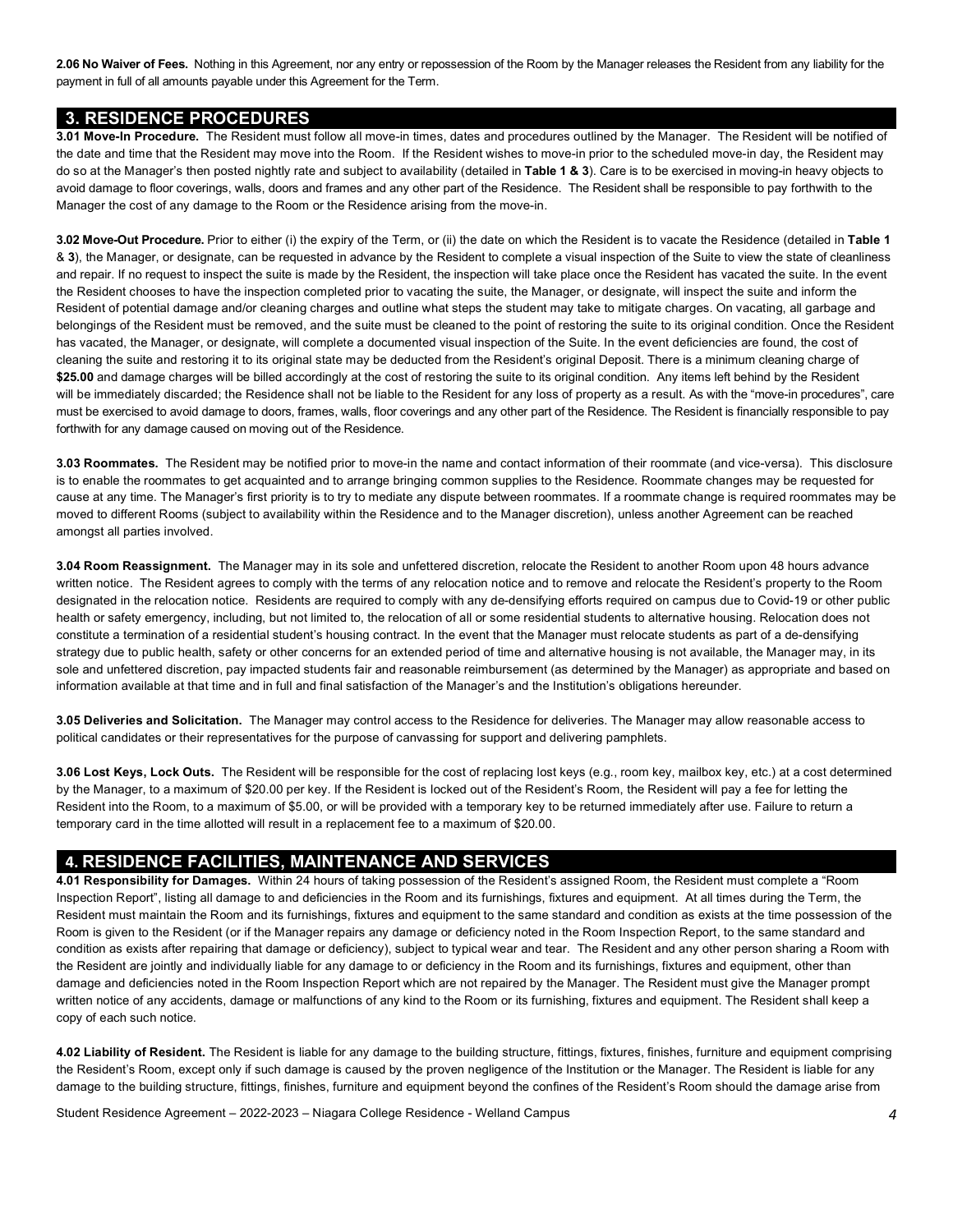**2.06 No Waiver of Fees.** Nothing in this Agreement, nor any entry or repossession of the Room by the Manager releases the Resident from any liability for the payment in full of all amounts payable under this Agreement for the Term.

## 3. RESIDENCE PROCEDURES

**3.01 Move-In Procedure.** The Resident must follow all move-in times, dates and procedures outlined by the Manager. The Resident will be notified of the date and time that the Resident may move into the Room. If the Resident wishes to move-in prior to the scheduled move-in day, the Resident may do so at the Manager's then posted nightly rate and subject to availability (detailed in **Table 1 & 3**). Care is to be exercised in moving-in heavy objects to avoid damage to floor coverings, walls, doors and frames and any other part of the Residence. The Resident shall be responsible to pay forthwith to the Manager the cost of any damage to the Room or the Residence arising from the move-in.

**3.02 Move-Out Procedure.** Prior to either (i) the expiry of the Term, or (ii) the date on which the Resident is to vacate the Residence (detailed in **Table 1** & **3**), the Manager, or designate, can be requested in advance by the Resident to complete a visual inspection of the Suite to view the state of cleanliness and repair. If no request to inspect the suite is made by the Resident, the inspection will take place once the Resident has vacated the suite. In the event the Resident chooses to have the inspection completed prior to vacating the suite, the Manager, or designate, will inspect the suite and inform the Resident of potential damage and/or cleaning charges and outline what steps the student may take to mitigate charges. On vacating, all garbage and belongings of the Resident must be removed, and the suite must be cleaned to the point of restoring the suite to its original condition. Once the Resident has vacated, the Manager, or designate, will complete a documented visual inspection of the Suite. In the event deficiencies are found, the cost of cleaning the suite and restoring it to its original state may be deducted from the Resident's original Deposit. There is a minimum cleaning charge of **$25.00** and damage charges will be billed accordingly at the cost of restoring the suite to its original condition. Any items left behind by the Resident will be immediately discarded; the Residence shall not be liable to the Resident for any loss of property as a result. As with the "move-in procedures", care must be exercised to avoid damage to doors, frames, walls, floor coverings and any other part of the Residence. The Resident is financially responsible to pay forthwith for any damage caused on moving out of the Residence.

**3.03 Roommates.** The Resident may be notified prior to move-in the name and contact information of their roommate (and vice-versa). This disclosure is to enable the roommates to get acquainted and to arrange bringing common supplies to the Residence. Roommate changes may be requested for cause at any time. The Manager's first priority is to try to mediate any dispute between roommates. If a roommate change is required roommates may be moved to different Rooms (subject to availability within the Residence and to the Manager discretion), unless another Agreement can be reached amongst all parties involved.

**3.04 Room Reassignment.** The Manager may in its sole and unfettered discretion, relocate the Resident to another Room upon 48 hours advance written notice. The Resident agrees to comply with the terms of any relocation notice and to remove and relocate the Resident's property to the Room designated in the relocation notice. Residents are required to comply with any de-densifying efforts required on campus due to Covid-19 or other public health or safety emergency, including, but not limited to, the relocation of all or some residential students to alternative housing. Relocation does not constitute a termination of a residential student's housing contract. In the event that the Manager must relocate students as part of a de-densifying strategy due to public health, safety or other concerns for an extended period of time and alternative housing is not available, the Manager may, in its sole and unfettered discretion, pay impacted students fair and reasonable reimbursement (as determined by the Manager) as appropriate and based on information available at that time and in full and final satisfaction of the Manager's and the Institution's obligations hereunder.

**3.05 Deliveries and Solicitation.** The Manager may control access to the Residence for deliveries. The Manager may allow reasonable access to political candidates or their representatives for the purpose of canvassing for support and delivering pamphlets.

**3.06 Lost Keys, Lock Outs.** The Resident will be responsible for the cost of replacing lost keys (e.g., room key, mailbox key, etc.) at a cost determined by the Manager, to a maximum of $20.00 per key. If the Resident is locked out of the Resident's Room, the Resident will pay a fee for letting the Resident into the Room, to a maximum of $5.00, or will be provided with a temporary key to be returned immediately after use. Failure to return a temporary card in the time allotted will result in a replacement fee to a maximum of $20.00.

## 4. RESIDENCE FACILITIES, MAINTENANCE AND SERVICES

**4.01 Responsibility for Damages.** Within 24 hours of taking possession of the Resident's assigned Room, the Resident must complete a "Room Inspection Report", listing all damage to and deficiencies in the Room and its furnishings, fixtures and equipment. At all times during the Term, the Resident must maintain the Room and its furnishings, fixtures and equipment to the same standard and condition as exists at the time possession of the Room is given to the Resident (or if the Manager repairs any damage or deficiency noted in the Room Inspection Report, to the same standard and condition as exists after repairing that damage or deficiency), subject to typical wear and tear. The Resident and any other person sharing a Room with the Resident are jointly and individually liable for any damage to or deficiency in the Room and its furnishings, fixtures and equipment, other than damage and deficiencies noted in the Room Inspection Report which are not repaired by the Manager. The Resident must give the Manager prompt written notice of any accidents, damage or malfunctions of any kind to the Room or its furnishing, fixtures and equipment. The Resident shall keep a copy of each such notice.

**4.02 Liability of Resident.** The Resident is liable for any damage to the building structure, fittings, fixtures, finishes, furniture and equipment comprising the Resident's Room, except only if such damage is caused by the proven negligence of the Institution or the Manager. The Resident is liable for any damage to the building structure, fittings, finishes, furniture and equipment beyond the confines of the Resident's Room should the damage arise from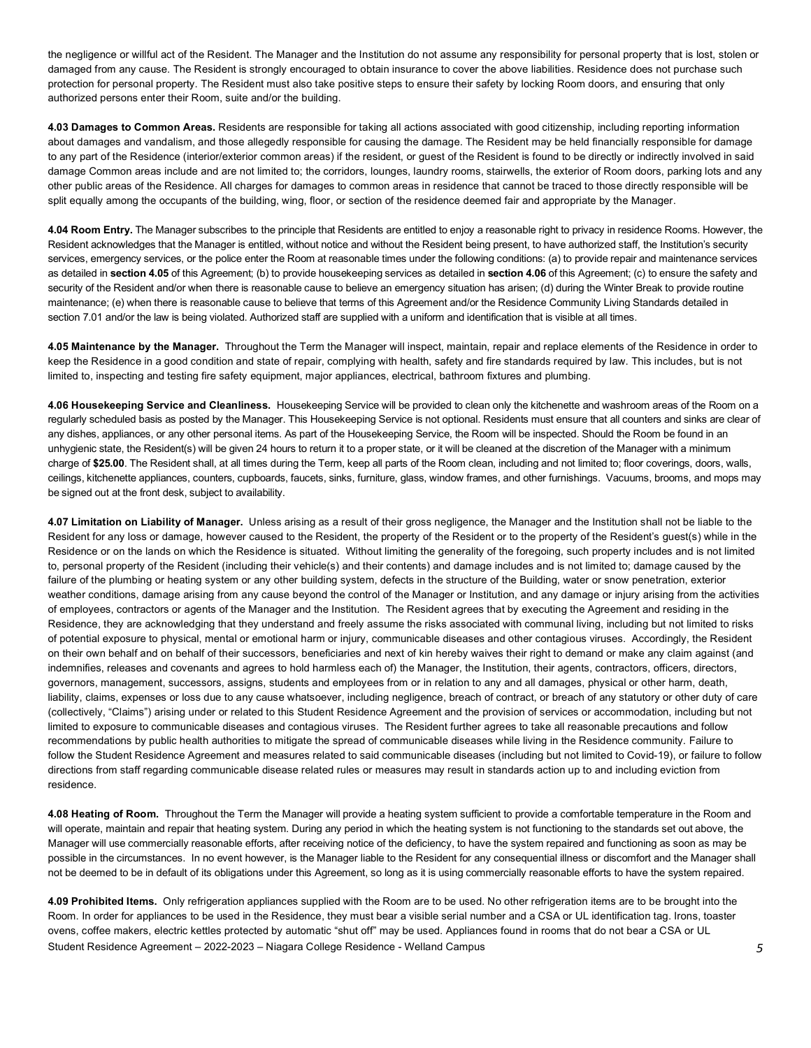the negligence or willful act of the Resident. The Manager and the Institution do not assume any responsibility for personal property that is lost, stolen or damaged from any cause. The Resident is strongly encouraged to obtain insurance to cover the above liabilities. Residence does not purchase such protection for personal property. The Resident must also take positive steps to ensure their safety by locking Room doors, and ensuring that only authorized persons enter their Room, suite and/or the building.

**4.03 Damages to Common Areas.** Residents are responsible for taking all actions associated with good citizenship, including reporting information about damages and vandalism, and those allegedly responsible for causing the damage. The Resident may be held financially responsible for damage to any part of the Residence (interior/exterior common areas) if the resident, or guest of the Resident is found to be directly or indirectly involved in said damage Common areas include and are not limited to; the corridors, lounges, laundry rooms, stairwells, the exterior of Room doors, parking lots and any other public areas of the Residence. All charges for damages to common areas in residence that cannot be traced to those directly responsible will be split equally among the occupants of the building, wing, floor, or section of the residence deemed fair and appropriate by the Manager.

**4.04 Room Entry.** The Manager subscribes to the principle that Residents are entitled to enjoy a reasonable right to privacy in residence Rooms. However, the Resident acknowledges that the Manager is entitled, without notice and without the Resident being present, to have authorized staff, the Institution's security services, emergency services, or the police enter the Room at reasonable times under the following conditions: (a) to provide repair and maintenance services as detailed in **section 4.05** of this Agreement; (b) to provide housekeeping services as detailed in **section 4.06** of this Agreement; (c) to ensure the safety and security of the Resident and/or when there is reasonable cause to believe an emergency situation has arisen; (d) during the Winter Break to provide routine maintenance; (e) when there is reasonable cause to believe that terms of this Agreement and/or the Residence Community Living Standards detailed in section 7.01 and/or the law is being violated. Authorized staff are supplied with a uniform and identification that is visible at all times.

**4.05 Maintenance by the Manager.** Throughout the Term the Manager will inspect, maintain, repair and replace elements of the Residence in order to keep the Residence in a good condition and state of repair, complying with health, safety and fire standards required by law. This includes, but is not limited to, inspecting and testing fire safety equipment, major appliances, electrical, bathroom fixtures and plumbing.

**4.06 Housekeeping Service and Cleanliness.** Housekeeping Service will be provided to clean only the kitchenette and washroom areas of the Room on a regularly scheduled basis as posted by the Manager. This Housekeeping Service is not optional. Residents must ensure that all counters and sinks are clear of any dishes, appliances, or any other personal items. As part of the Housekeeping Service, the Room will be inspected. Should the Room be found in an unhygienic state, the Resident(s) will be given 24 hours to return it to a proper state, or it will be cleaned at the discretion of the Manager with a minimum charge of **$25.00**. The Resident shall, at all times during the Term, keep all parts of the Room clean, including and not limited to; floor coverings, doors, walls, ceilings, kitchenette appliances, counters, cupboards, faucets, sinks, furniture, glass, window frames, and other furnishings. Vacuums, brooms, and mops may be signed out at the front desk, subject to availability.

**4.07 Limitation on Liability of Manager.** Unless arising as a result of their gross negligence, the Manager and the Institution shall not be liable to the Resident for any loss or damage, however caused to the Resident, the property of the Resident or to the property of the Resident's guest(s) while in the Residence or on the lands on which the Residence is situated. Without limiting the generality of the foregoing, such property includes and is not limited to, personal property of the Resident (including their vehicle(s) and their contents) and damage includes and is not limited to; damage caused by the failure of the plumbing or heating system or any other building system, defects in the structure of the Building, water or snow penetration, exterior weather conditions, damage arising from any cause beyond the control of the Manager or Institution, and any damage or injury arising from the activities of employees, contractors or agents of the Manager and the Institution. The Resident agrees that by executing the Agreement and residing in the Residence, they are acknowledging that they understand and freely assume the risks associated with communal living, including but not limited to risks of potential exposure to physical, mental or emotional harm or injury, communicable diseases and other contagious viruses. Accordingly, the Resident on their own behalf and on behalf of their successors, beneficiaries and next of kin hereby waives their right to demand or make any claim against (and indemnifies, releases and covenants and agrees to hold harmless each of) the Manager, the Institution, their agents, contractors, officers, directors, governors, management, successors, assigns, students and employees from or in relation to any and all damages, physical or other harm, death, liability, claims, expenses or loss due to any cause whatsoever, including negligence, breach of contract, or breach of any statutory or other duty of care (collectively, "Claims") arising under or related to this Student Residence Agreement and the provision of services or accommodation, including but not limited to exposure to communicable diseases and contagious viruses. The Resident further agrees to take all reasonable precautions and follow recommendations by public health authorities to mitigate the spread of communicable diseases while living in the Residence community. Failure to follow the Student Residence Agreement and measures related to said communicable diseases (including but not limited to Covid-19), or failure to follow directions from staff regarding communicable disease related rules or measures may result in standards action up to and including eviction from residence.

**4.08 Heating of Room.** Throughout the Term the Manager will provide a heating system sufficient to provide a comfortable temperature in the Room and will operate, maintain and repair that heating system. During any period in which the heating system is not functioning to the standards set out above, the Manager will use commercially reasonable efforts, after receiving notice of the deficiency, to have the system repaired and functioning as soon as may be possible in the circumstances. In no event however, is the Manager liable to the Resident for any consequential illness or discomfort and the Manager shall not be deemed to be in default of its obligations under this Agreement, so long as it is using commercially reasonable efforts to have the system repaired.

**4.09 Prohibited Items.** Only refrigeration appliances supplied with the Room are to be used. No other refrigeration items are to be brought into the Room. In order for appliances to be used in the Residence, they must bear a visible serial number and a CSA or UL identification tag. Irons, toaster ovens, coffee makers, electric kettles protected by automatic "shut off" may be used. Appliances found in rooms that do not bear a CSA or UL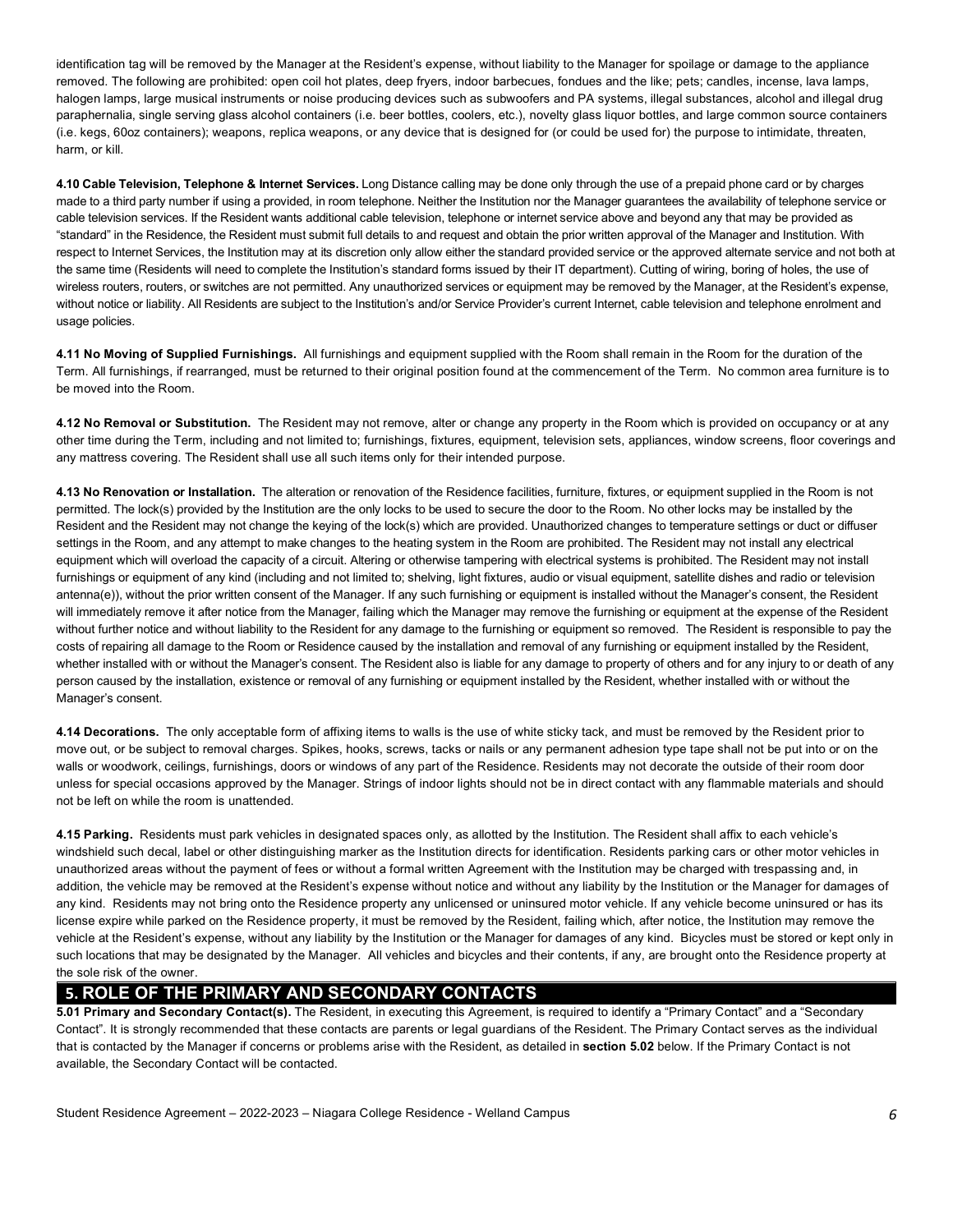identification tag will be removed by the Manager at the Resident's expense, without liability to the Manager for spoilage or damage to the appliance removed. The following are prohibited: open coil hot plates, deep fryers, indoor barbecues, fondues and the like; pets; candles, incense, lava lamps, halogen lamps, large musical instruments or noise producing devices such as subwoofers and PA systems, illegal substances, alcohol and illegal drug paraphernalia, single serving glass alcohol containers (i.e. beer bottles, coolers, etc.), novelty glass liquor bottles, and large common source containers (i.e. kegs, 60oz containers); weapons, replica weapons, or any device that is designed for (or could be used for) the purpose to intimidate, threaten, harm, or kill.

**4.10 Cable Television, Telephone & Internet Services.** Long Distance calling may be done only through the use of a prepaid phone card or by charges made to a third party number if using a provided, in room telephone. Neither the Institution nor the Manager guarantees the availability of telephone service or cable television services. If the Resident wants additional cable television, telephone or internet service above and beyond any that may be provided as "standard" in the Residence, the Resident must submit full details to and request and obtain the prior written approval of the Manager and Institution. With respect to Internet Services, the Institution may at its discretion only allow either the standard provided service or the approved alternate service and not both at the same time (Residents will need to complete the Institution's standard forms issued by their IT department). Cutting of wiring, boring of holes, the use of wireless routers, routers, or switches are not permitted. Any unauthorized services or equipment may be removed by the Manager, at the Resident's expense, without notice or liability. All Residents are subject to the Institution's and/or Service Provider's current Internet, cable television and telephone enrolment and usage policies.

**4.11 No Moving of Supplied Furnishings.** All furnishings and equipment supplied with the Room shall remain in the Room for the duration of the Term. All furnishings, if rearranged, must be returned to their original position found at the commencement of the Term. No common area furniture is to be moved into the Room.

**4.12 No Removal or Substitution.** The Resident may not remove, alter or change any property in the Room which is provided on occupancy or at any other time during the Term, including and not limited to; furnishings, fixtures, equipment, television sets, appliances, window screens, floor coverings and any mattress covering. The Resident shall use all such items only for their intended purpose.

**4.13 No Renovation or Installation.** The alteration or renovation of the Residence facilities, furniture, fixtures, or equipment supplied in the Room is not permitted. The lock(s) provided by the Institution are the only locks to be used to secure the door to the Room. No other locks may be installed by the Resident and the Resident may not change the keying of the lock(s) which are provided. Unauthorized changes to temperature settings or duct or diffuser settings in the Room, and any attempt to make changes to the heating system in the Room are prohibited. The Resident may not install any electrical equipment which will overload the capacity of a circuit. Altering or otherwise tampering with electrical systems is prohibited. The Resident may not install furnishings or equipment of any kind (including and not limited to; shelving, light fixtures, audio or visual equipment, satellite dishes and radio or television antenna(e)), without the prior written consent of the Manager. If any such furnishing or equipment is installed without the Manager's consent, the Resident will immediately remove it after notice from the Manager, failing which the Manager may remove the furnishing or equipment at the expense of the Resident without further notice and without liability to the Resident for any damage to the furnishing or equipment so removed. The Resident is responsible to pay the costs of repairing all damage to the Room or Residence caused by the installation and removal of any furnishing or equipment installed by the Resident, whether installed with or without the Manager's consent. The Resident also is liable for any damage to property of others and for any injury to or death of any person caused by the installation, existence or removal of any furnishing or equipment installed by the Resident, whether installed with or without the Manager's consent.

**4.14 Decorations.** The only acceptable form of affixing items to walls is the use of white sticky tack, and must be removed by the Resident prior to move out, or be subject to removal charges. Spikes, hooks, screws, tacks or nails or any permanent adhesion type tape shall not be put into or on the walls or woodwork, ceilings, furnishings, doors or windows of any part of the Residence. Residents may not decorate the outside of their room door unless for special occasions approved by the Manager. Strings of indoor lights should not be in direct contact with any flammable materials and should not be left on while the room is unattended.

**4.15 Parking.** Residents must park vehicles in designated spaces only, as allotted by the Institution. The Resident shall affix to each vehicle's windshield such decal, label or other distinguishing marker as the Institution directs for identification. Residents parking cars or other motor vehicles in unauthorized areas without the payment of fees or without a formal written Agreement with the Institution may be charged with trespassing and, in addition, the vehicle may be removed at the Resident's expense without notice and without any liability by the Institution or the Manager for damages of any kind. Residents may not bring onto the Residence property any unlicensed or uninsured motor vehicle. If any vehicle become uninsured or has its license expire while parked on the Residence property, it must be removed by the Resident, failing which, after notice, the Institution may remove the vehicle at the Resident's expense, without any liability by the Institution or the Manager for damages of any kind. Bicycles must be stored or kept only in such locations that may be designated by the Manager. All vehicles and bicycles and their contents, if any, are brought onto the Residence property at the sole risk of the owner.

## 5. ROLE OF THE PRIMARY AND SECONDARY CONTACTS

**5.01 Primary and Secondary Contact(s).** The Resident, in executing this Agreement, is required to identify a "Primary Contact" and a "Secondary Contact". It is strongly recommended that these contacts are parents or legal guardians of the Resident. The Primary Contact serves as the individual that is contacted by the Manager if concerns or problems arise with the Resident, as detailed in **section 5.02** below. If the Primary Contact is not available, the Secondary Contact will be contacted.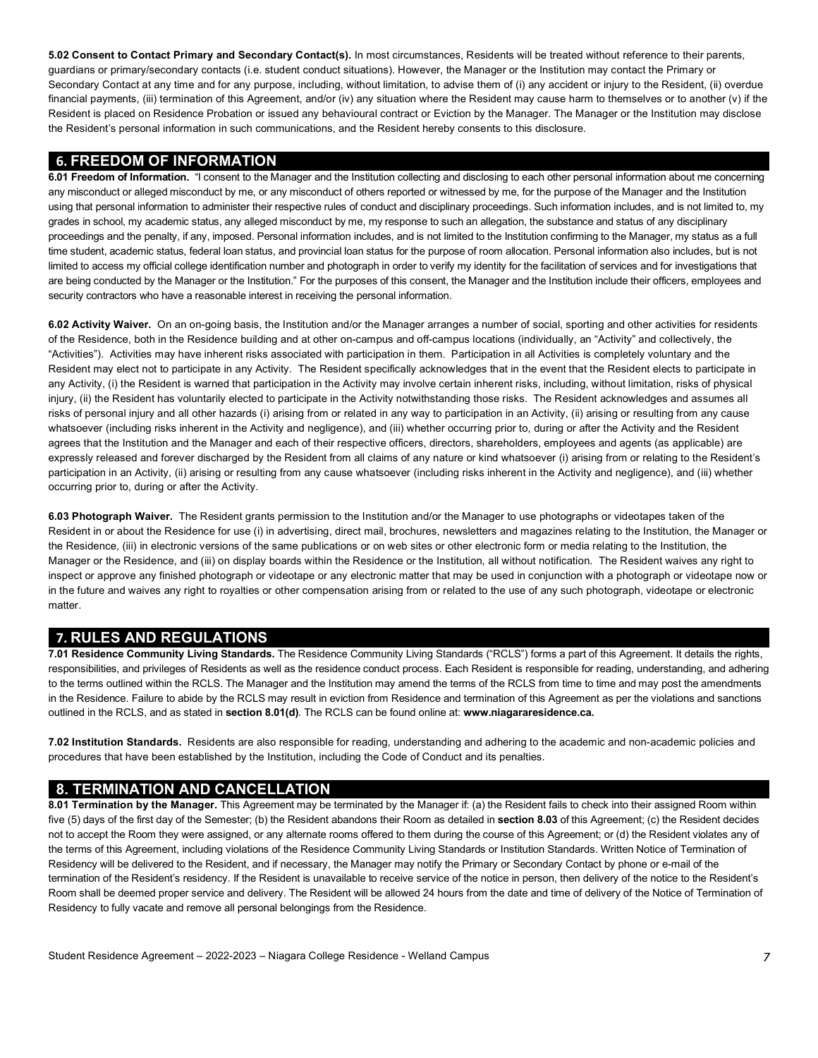**5.02 Consent to Contact Primary and Secondary Contact(s).** In most circumstances, Residents will be treated without reference to their parents, guardians or primary/secondary contacts (i.e. student conduct situations). However, the Manager or the Institution may contact the Primary or Secondary Contact at any time and for any purpose, including, without limitation, to advise them of (i) any accident or injury to the Resident, (ii) overdue financial payments, (iii) termination of this Agreement, and/or (iv) any situation where the Resident may cause harm to themselves or to another (v) if the Resident is placed on Residence Probation or issued any behavioural contract or Eviction by the Manager. The Manager or the Institution may disclose the Resident's personal information in such communications, and the Resident hereby consents to this disclosure.

## 6. FREEDOM OF INFORMATION

**6.01 Freedom of Information.** "I consent to the Manager and the Institution collecting and disclosing to each other personal information about me concerning any misconduct or alleged misconduct by me, or any misconduct of others reported or witnessed by me, for the purpose of the Manager and the Institution using that personal information to administer their respective rules of conduct and disciplinary proceedings. Such information includes, and is not limited to, my grades in school, my academic status, any alleged misconduct by me, my response to such an allegation, the substance and status of any disciplinary proceedings and the penalty, if any, imposed. Personal information includes, and is not limited to the Institution confirming to the Manager, my status as a full time student, academic status, federal loan status, and provincial loan status for the purpose of room allocation. Personal information also includes, but is not limited to access my official college identification number and photograph in order to verify my identity for the facilitation of services and for investigations that are being conducted by the Manager or the Institution." For the purposes of this consent, the Manager and the Institution include their officers, employees and security contractors who have a reasonable interest in receiving the personal information.

**6.02 Activity Waiver.** On an on-going basis, the Institution and/or the Manager arranges a number of social, sporting and other activities for residents of the Residence, both in the Residence building and at other on-campus and off-campus locations (individually, an "Activity" and collectively, the "Activities"). Activities may have inherent risks associated with participation in them. Participation in all Activities is completely voluntary and the Resident may elect not to participate in any Activity. The Resident specifically acknowledges that in the event that the Resident elects to participate in any Activity, (i) the Resident is warned that participation in the Activity may involve certain inherent risks, including, without limitation, risks of physical injury, (ii) the Resident has voluntarily elected to participate in the Activity notwithstanding those risks. The Resident acknowledges and assumes all risks of personal injury and all other hazards (i) arising from or related in any way to participation in an Activity, (ii) arising or resulting from any cause whatsoever (including risks inherent in the Activity and negligence), and (iii) whether occurring prior to, during or after the Activity and the Resident agrees that the Institution and the Manager and each of their respective officers, directors, shareholders, employees and agents (as applicable) are expressly released and forever discharged by the Resident from all claims of any nature or kind whatsoever (i) arising from or relating to the Resident's participation in an Activity, (ii) arising or resulting from any cause whatsoever (including risks inherent in the Activity and negligence), and (iii) whether occurring prior to, during or after the Activity.

**6.03 Photograph Waiver.** The Resident grants permission to the Institution and/or the Manager to use photographs or videotapes taken of the Resident in or about the Residence for use (i) in advertising, direct mail, brochures, newsletters and magazines relating to the Institution, the Manager or the Residence, (iii) in electronic versions of the same publications or on web sites or other electronic form or media relating to the Institution, the Manager or the Residence, and (iii) on display boards within the Residence or the Institution, all without notification. The Resident waives any right to inspect or approve any finished photograph or videotape or any electronic matter that may be used in conjunction with a photograph or videotape now or in the future and waives any right to royalties or other compensation arising from or related to the use of any such photograph, videotape or electronic matter.

## 7. RULES AND REGULATIONS

**7.01 Residence Community Living Standards.** The Residence Community Living Standards ("RCLS") forms a part of this Agreement. It details the rights, responsibilities, and privileges of Residents as well as the residence conduct process. Each Resident is responsible for reading, understanding, and adhering to the terms outlined within the RCLS. The Manager and the Institution may amend the terms of the RCLS from time to time and may post the amendments in the Residence. Failure to abide by the RCLS may result in eviction from Residence and termination of this Agreement as per the violations and sanctions outlined in the RCLS, and as stated in **section 8.01(d)**. The RCLS can be found online at: **www.niagararesidence.ca.**

**7.02 Institution Standards.** Residents are also responsible for reading, understanding and adhering to the academic and non-academic policies and procedures that have been established by the Institution, including the Code of Conduct and its penalties.

## 8. TERMINATION AND CANCELLATION

**8.01 Termination by the Manager.** This Agreement may be terminated by the Manager if: (a) the Resident fails to check into their assigned Room within five (5) days of the first day of the Semester; (b) the Resident abandons their Room as detailed in **section 8.03** of this Agreement; (c) the Resident decides not to accept the Room they were assigned, or any alternate rooms offered to them during the course of this Agreement; or (d) the Resident violates any of the terms of this Agreement, including violations of the Residence Community Living Standards or Institution Standards. Written Notice of Termination of Residency will be delivered to the Resident, and if necessary, the Manager may notify the Primary or Secondary Contact by phone or e-mail of the termination of the Resident's residency. If the Resident is unavailable to receive service of the notice in person, then delivery of the notice to the Resident's Room shall be deemed proper service and delivery. The Resident will be allowed 24 hours from the date and time of delivery of the Notice of Termination of Residency to fully vacate and remove all personal belongings from the Residence.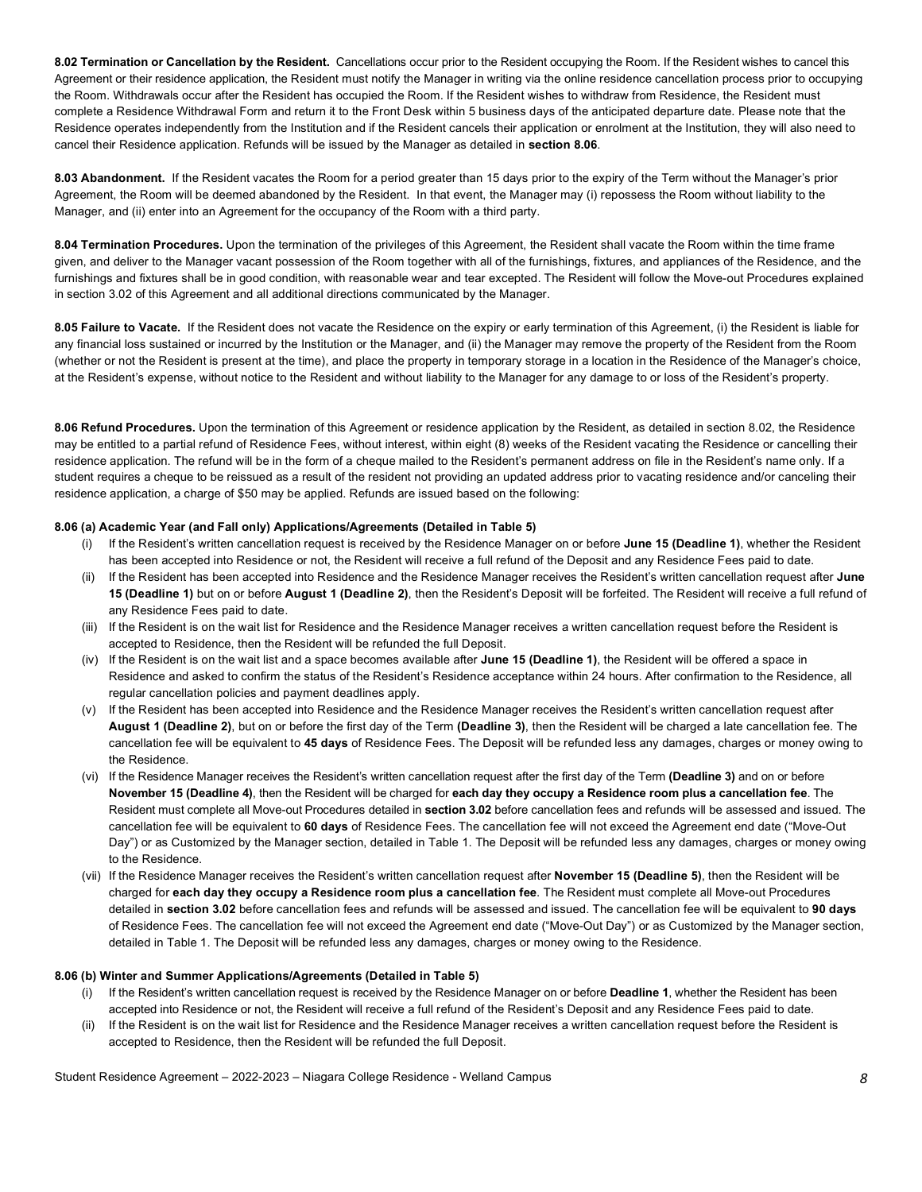**8.02 Termination or Cancellation by the Resident.** Cancellations occur prior to the Resident occupying the Room. If the Resident wishes to cancel this Agreement or their residence application, the Resident must notify the Manager in writing via the online residence cancellation process prior to occupying the Room. Withdrawals occur after the Resident has occupied the Room. If the Resident wishes to withdraw from Residence, the Resident must complete a Residence Withdrawal Form and return it to the Front Desk within 5 business days of the anticipated departure date. Please note that the Residence operates independently from the Institution and if the Resident cancels their application or enrolment at the Institution, they will also need to cancel their Residence application. Refunds will be issued by the Manager as detailed in **section 8.06**.

**8.03 Abandonment.** If the Resident vacates the Room for a period greater than 15 days prior to the expiry of the Term without the Manager's prior Agreement, the Room will be deemed abandoned by the Resident. In that event, the Manager may (i) repossess the Room without liability to the Manager, and (ii) enter into an Agreement for the occupancy of the Room with a third party.

**8.04 Termination Procedures.** Upon the termination of the privileges of this Agreement, the Resident shall vacate the Room within the time frame given, and deliver to the Manager vacant possession of the Room together with all of the furnishings, fixtures, and appliances of the Residence, and the furnishings and fixtures shall be in good condition, with reasonable wear and tear excepted. The Resident will follow the Move-out Procedures explained in section 3.02 of this Agreement and all additional directions communicated by the Manager.

**8.05 Failure to Vacate.** If the Resident does not vacate the Residence on the expiry or early termination of this Agreement, (i) the Resident is liable for any financial loss sustained or incurred by the Institution or the Manager, and (ii) the Manager may remove the property of the Resident from the Room (whether or not the Resident is present at the time), and place the property in temporary storage in a location in the Residence of the Manager's choice, at the Resident's expense, without notice to the Resident and without liability to the Manager for any damage to or loss of the Resident's property.

**8.06 Refund Procedures.** Upon the termination of this Agreement or residence application by the Resident, as detailed in section 8.02, the Residence may be entitled to a partial refund of Residence Fees, without interest, within eight (8) weeks of the Resident vacating the Residence or cancelling their residence application. The refund will be in the form of a cheque mailed to the Resident's permanent address on file in the Resident's name only. If a student requires a cheque to be reissued as a result of the resident not providing an updated address prior to vacating residence and/or canceling their residence application, a charge of $50 may be applied. Refunds are issued based on the following:

**8.06 (a) Academic Year (and Fall only) Applications/Agreements (Detailed in Table 5)**

(i) If the Resident's written cancellation request is received by the Residence Manager on or before **June 15 (Deadline 1)**, whether the Resident has been accepted into Residence or not, the Resident will receive a full refund of the Deposit and any Residence Fees paid to date.

(ii) If the Resident has been accepted into Residence and the Residence Manager receives the Resident's written cancellation request after **June 15 (Deadline 1)** but on or before **August 1 (Deadline 2)**, then the Resident's Deposit will be forfeited. The Resident will receive a full refund of any Residence Fees paid to date.

(iii) If the Resident is on the wait list for Residence and the Residence Manager receives a written cancellation request before the Resident is accepted to Residence, then the Resident will be refunded the full Deposit.

(iv) If the Resident is on the wait list and a space becomes available after **June 15 (Deadline 1)**, the Resident will be offered a space in Residence and asked to confirm the status of the Resident's Residence acceptance within 24 hours. After confirmation to the Residence, all regular cancellation policies and payment deadlines apply.

(v) If the Resident has been accepted into Residence and the Residence Manager receives the Resident's written cancellation request after **August 1 (Deadline 2)**, but on or before the first day of the Term **(Deadline 3)**, then the Resident will be charged a late cancellation fee. The cancellation fee will be equivalent to **45 days** of Residence Fees. The Deposit will be refunded less any damages, charges or money owing to the Residence.

(vi) If the Residence Manager receives the Resident's written cancellation request after the first day of the Term **(Deadline 3)** and on or before **November 15 (Deadline 4)**, then the Resident will be charged for **each day they occupy a Residence room plus a cancellation fee**. The Resident must complete all Move-out Procedures detailed in **section 3.02** before cancellation fees and refunds will be assessed and issued. The cancellation fee will be equivalent to **60 days** of Residence Fees. The cancellation fee will not exceed the Agreement end date ("Move-Out Day") or as Customized by the Manager section, detailed in Table 1. The Deposit will be refunded less any damages, charges or money owing to the Residence.

(vii) If the Residence Manager receives the Resident's written cancellation request after **November 15 (Deadline 5)**, then the Resident will be charged for **each day they occupy a Residence room plus a cancellation fee**. The Resident must complete all Move-out Procedures detailed in **section 3.02** before cancellation fees and refunds will be assessed and issued. The cancellation fee will be equivalent to **90 days** of Residence Fees. The cancellation fee will not exceed the Agreement end date ("Move-Out Day") or as Customized by the Manager section, detailed in Table 1. The Deposit will be refunded less any damages, charges or money owing to the Residence.

**8.06 (b) Winter and Summer Applications/Agreements (Detailed in Table 5)**

(i) If the Resident's written cancellation request is received by the Residence Manager on or before **Deadline 1**, whether the Resident has been accepted into Residence or not, the Resident will receive a full refund of the Resident's Deposit and any Residence Fees paid to date.

(ii) If the Resident is on the wait list for Residence and the Residence Manager receives a written cancellation request before the Resident is accepted to Residence, then the Resident will be refunded the full Deposit.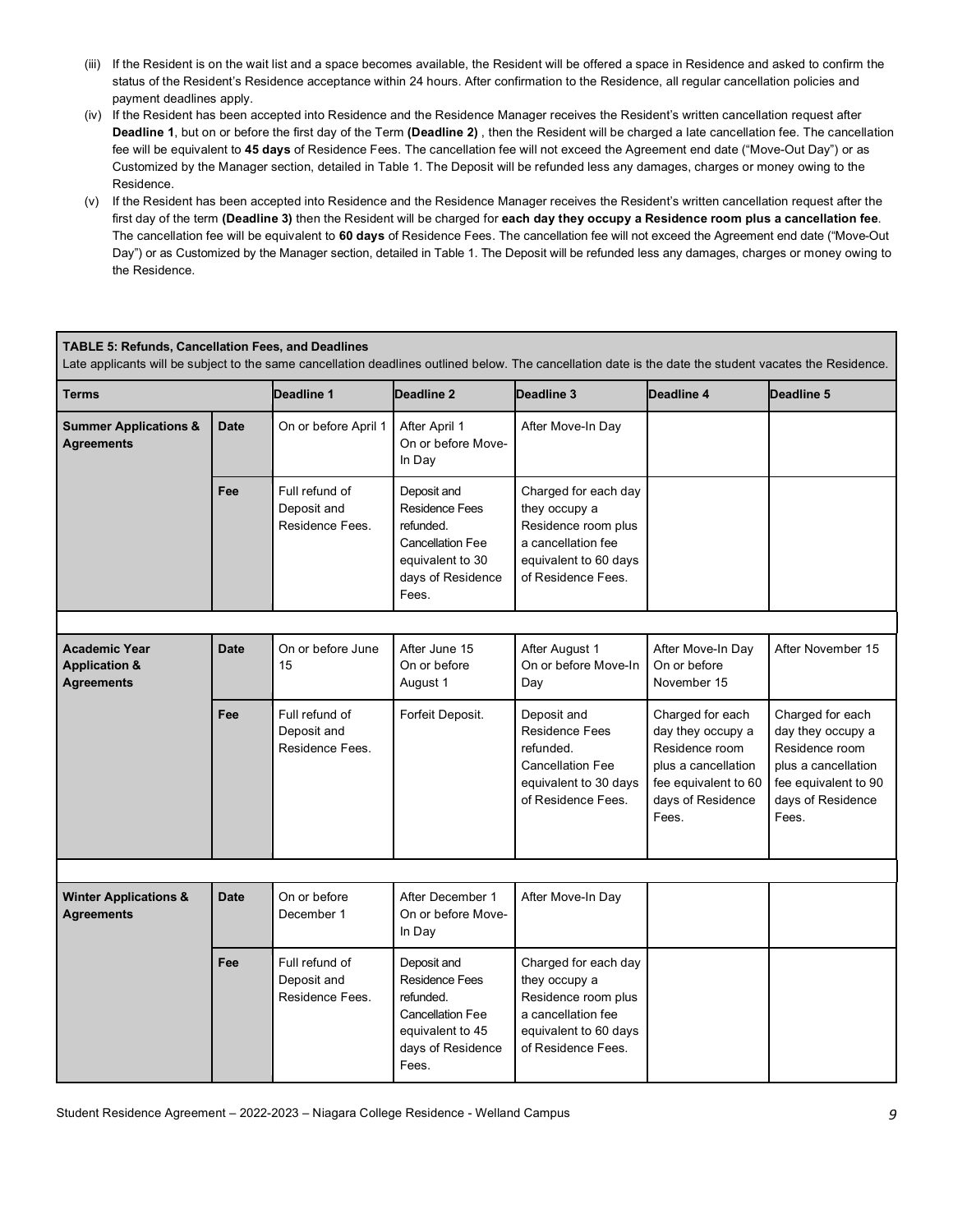(iii) If the Resident is on the wait list and a space becomes available, the Resident will be offered a space in Residence and asked to confirm the status of the Resident's Residence acceptance within 24 hours. After confirmation to the Residence, all regular cancellation policies and payment deadlines apply.

(iv) If the Resident has been accepted into Residence and the Residence Manager receives the Resident's written cancellation request after **Deadline 1**, but on or before the first day of the Term **(Deadline 2)** , then the Resident will be charged a late cancellation fee. The cancellation fee will be equivalent to **45 days** of Residence Fees. The cancellation fee will not exceed the Agreement end date ("Move-Out Day") or as Customized by the Manager section, detailed in Table 1. The Deposit will be refunded less any damages, charges or money owing to the Residence.

(v) If the Resident has been accepted into Residence and the Residence Manager receives the Resident's written cancellation request after the first day of the term **(Deadline 3)** then the Resident will be charged for **each day they occupy a Residence room plus a cancellation fee**. The cancellation fee will be equivalent to **60 days** of Residence Fees. The cancellation fee will not exceed the Agreement end date ("Move-Out Day") or as Customized by the Manager section, detailed in Table 1. The Deposit will be refunded less any damages, charges or money owing to the Residence.

**TABLE 5: Refunds, Cancellation Fees, and Deadlines**

Late applicants will be subject to the same cancellation deadlines outlined below. The cancellation date is the date the student vacates the Residence.

| Terms | | Deadline 1 | Deadline 2 | Deadline 3 | Deadline 4 | Deadline 5 |
|---|---|---|---|---|---|---|
| **Summer Applications & Agreements** | **Date** | On or before April 1 | After April 1 On or before Move-In Day | After Move-In Day | | |
| | **Fee** | Full refund of Deposit and Residence Fees. | Deposit and Residence Fees refunded. Cancellation Fee equivalent to 30 days of Residence Fees. | Charged for each day they occupy a Residence room plus a cancellation fee equivalent to 60 days of Residence Fees. | | |
| **Academic Year Application & Agreements** | **Date** | On or before June 15 | After June 15 On or before August 1 | After August 1 On or before Move-In Day | After Move-In Day On or before November 15 | After November 15 |
| | **Fee** | Full refund of Deposit and Residence Fees. | Forfeit Deposit. | Deposit and Residence Fees refunded. Cancellation Fee equivalent to 30 days of Residence Fees. | Charged for each day they occupy a Residence room plus a cancellation fee equivalent to 60 days of Residence Fees. | Charged for each day they occupy a Residence room plus a cancellation fee equivalent to 90 days of Residence Fees. |
| **Winter Applications & Agreements** | **Date** | On or before December 1 | After December 1 On or before Move-In Day | After Move-In Day | | |
| | **Fee** | Full refund of Deposit and Residence Fees. | Deposit and Residence Fees refunded. Cancellation Fee equivalent to 45 days of Residence Fees. | Charged for each day they occupy a Residence room plus a cancellation fee equivalent to 60 days of Residence Fees. | | |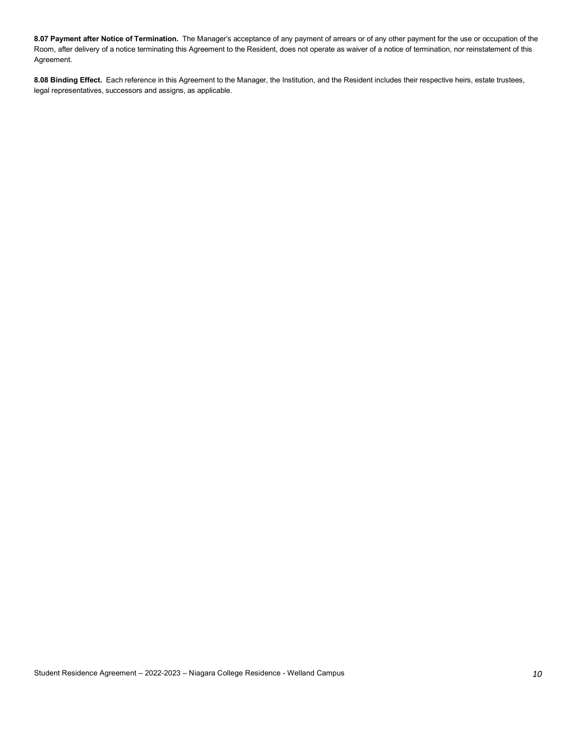**8.07 Payment after Notice of Termination.** The Manager's acceptance of any payment of arrears or of any other payment for the use or occupation of the Room, after delivery of a notice terminating this Agreement to the Resident, does not operate as waiver of a notice of termination, nor reinstatement of this Agreement.

**8.08 Binding Effect.** Each reference in this Agreement to the Manager, the Institution, and the Resident includes their respective heirs, estate trustees, legal representatives, successors and assigns, as applicable.